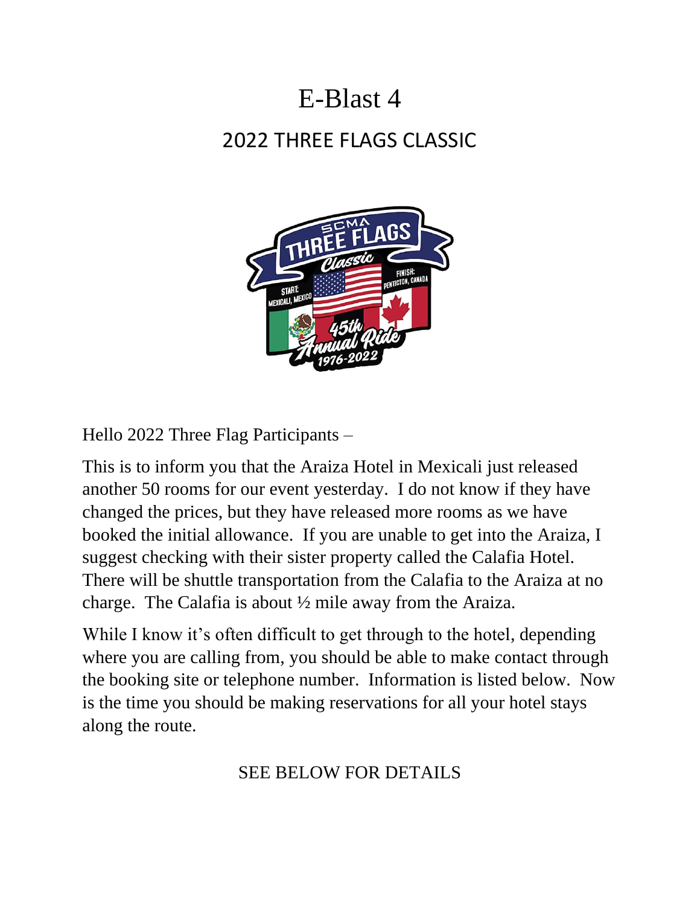# E-Blast 4

## 2022 THREE FLAGS CLASSIC

Hello 2022 Three Flag Participants –

This is to inform you that the Araiza Hotel in Mexicali just released another 50 rooms for our event yesterday. I do not know if they have changed the prices, but they have released more rooms as we have booked the initial allowance. If you are unable to get into the Araiza, I suggest checking with their sister property called the Calafia Hotel. There will be shuttle transportation from the Calafia to the Araiza at no charge. The Calafia is about ½ mile away from the Araiza.

While I know it's often difficult to get through to the hotel, depending where you are calling from, you should be able to make contact through the booking site or telephone number. Information is listed below. Now is the time you should be making reservations for all your hotel stays along the route.

SEE BELOW FOR DETAILS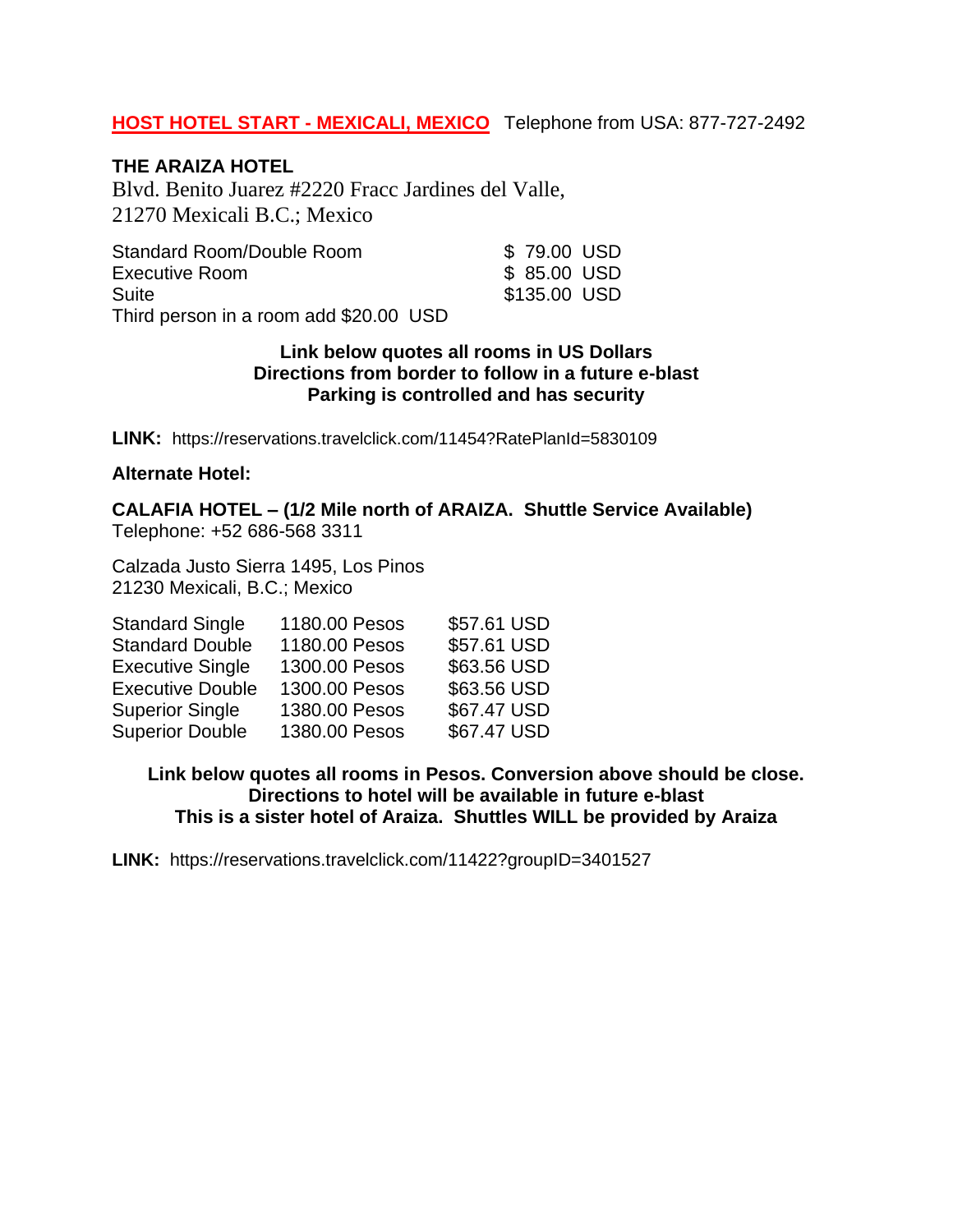**HOST HOTEL START - MEXICALI, MEXICO** Telephone from USA: 877-727-2492

**THE ARAIZA HOTEL**
Blvd. Benito Juarez #2220 Fracc Jardines del Valle,
21270 Mexicali B.C.; Mexico

| | |
|---|---|
| Standard Room/Double Room | $ 79.00 USD |
| Executive Room | $ 85.00 USD |
| Suite | $135.00 USD |

Third person in a room add $20.00 USD

**Link below quotes all rooms in US Dollars**
**Directions from border to follow in a future e-blast**
**Parking is controlled and has security**

**LINK:** https://reservations.travelclick.com/11454?RatePlanId=5830109

**Alternate Hotel:**

**CALAFIA HOTEL – (1/2 Mile north of ARAIZA. Shuttle Service Available)**
Telephone: +52 686-568 3311

Calzada Justo Sierra 1495, Los Pinos
21230 Mexicali, B.C.; Mexico

| | | |
|---|---|---|
| Standard Single | 1180.00 Pesos | $57.61 USD |
| Standard Double | 1180.00 Pesos | $57.61 USD |
| Executive Single | 1300.00 Pesos | $63.56 USD |
| Executive Double | 1300.00 Pesos | $63.56 USD |
| Superior Single | 1380.00 Pesos | $67.47 USD |
| Superior Double | 1380.00 Pesos | $67.47 USD |

**Link below quotes all rooms in Pesos. Conversion above should be close.**
**Directions to hotel will be available in future e-blast**
**This is a sister hotel of Araiza. Shuttles WILL be provided by Araiza**

**LINK:** https://reservations.travelclick.com/11422?groupID=3401527